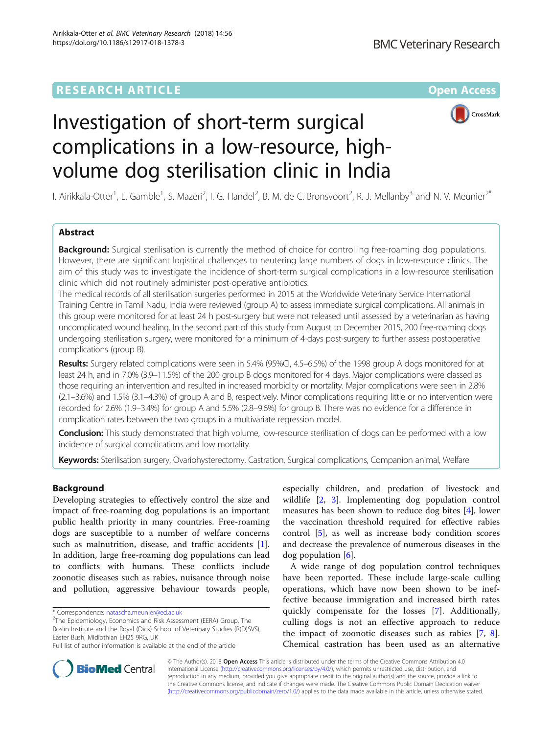RESEARCH ARTICLE

Open Access

# Investigation of short-term surgical complications in a low-resource, high-volume dog sterilisation clinic in India

I. Airikkala-Otter[1], L. Gamble[1], S. Mazeri[2], I. G. Handel[2], B. M. de C. Bronsvoort[2], R. J. Mellanby[3] and N. V. Meunier[2*]

## Abstract

**Background:** Surgical sterilisation is currently the method of choice for controlling free-roaming dog populations. However, there are significant logistical challenges to neutering large numbers of dogs in low-resource clinics. The aim of this study was to investigate the incidence of short-term surgical complications in a low-resource sterilisation clinic which did not routinely administer post-operative antibiotics.

The medical records of all sterilisation surgeries performed in 2015 at the Worldwide Veterinary Service International Training Centre in Tamil Nadu, India were reviewed (group A) to assess immediate surgical complications. All animals in this group were monitored for at least 24 h post-surgery but were not released until assessed by a veterinarian as having uncomplicated wound healing. In the second part of this study from August to December 2015, 200 free-roaming dogs undergoing sterilisation surgery, were monitored for a minimum of 4-days post-surgery to further assess postoperative complications (group B).

**Results:** Surgery related complications were seen in 5.4% (95%CI, 4.5–6.5%) of the 1998 group A dogs monitored for at least 24 h, and in 7.0% (3.9–11.5%) of the 200 group B dogs monitored for 4 days. Major complications were classed as those requiring an intervention and resulted in increased morbidity or mortality. Major complications were seen in 2.8% (2.1–3.6%) and 1.5% (3.1–4.3%) of group A and B, respectively. Minor complications requiring little or no intervention were recorded for 2.6% (1.9–3.4%) for group A and 5.5% (2.8–9.6%) for group B. There was no evidence for a difference in complication rates between the two groups in a multivariate regression model.

**Conclusion:** This study demonstrated that high volume, low-resource sterilisation of dogs can be performed with a low incidence of surgical complications and low mortality.

**Keywords:** Sterilisation surgery, Ovariohysterectomy, Castration, Surgical complications, Companion animal, Welfare

## Background

Developing strategies to effectively control the size and impact of free-roaming dog populations is an important public health priority in many countries. Free-roaming dogs are susceptible to a number of welfare concerns such as malnutrition, disease, and traffic accidents [1]. In addition, large free-roaming dog populations can lead to conflicts with humans. These conflicts include zoonotic diseases such as rabies, nuisance through noise and pollution, aggressive behaviour towards people, especially children, and predation of livestock and wildlife [2, 3]. Implementing dog population control measures has been shown to reduce dog bites [4], lower the vaccination threshold required for effective rabies control [5], as well as increase body condition scores and decrease the prevalence of numerous diseases in the dog population [6].

A wide range of dog population control techniques have been reported. These include large-scale culling operations, which have now been shown to be ineffective because immigration and increased birth rates quickly compensate for the losses [7]. Additionally, culling dogs is not an effective approach to reduce the impact of zoonotic diseases such as rabies [7, 8]. Chemical castration has been used as an alternative

\* Correspondence: natascha.meunier@ed.ac.uk

[2]The Epidemiology, Economics and Risk Assessment (EERA) Group, The Roslin Institute and the Royal (Dick) School of Veterinary Studies (R(D)SVS), Easter Bush, Midlothian EH25 9RG, UK

Full list of author information is available at the end of the article

© The Author(s). 2018 **Open Access** This article is distributed under the terms of the Creative Commons Attribution 4.0 International License (http://creativecommons.org/licenses/by/4.0/), which permits unrestricted use, distribution, and reproduction in any medium, provided you give appropriate credit to the original author(s) and the source, provide a link to the Creative Commons license, and indicate if changes were made. The Creative Commons Public Domain Dedication waiver (http://creativecommons.org/publicdomain/zero/1.0/) applies to the data made available in this article, unless otherwise stated.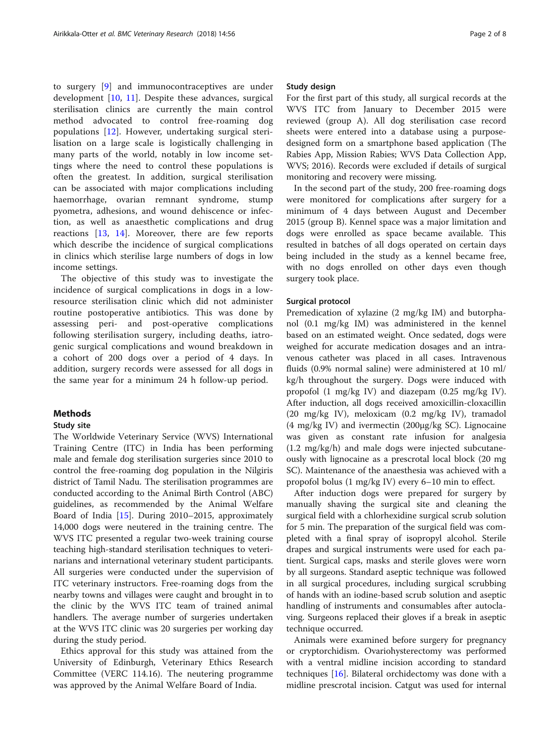to surgery [9] and immunocontraceptives are under development [10, 11]. Despite these advances, surgical sterilisation clinics are currently the main control method advocated to control free-roaming dog populations [12]. However, undertaking surgical sterilisation on a large scale is logistically challenging in many parts of the world, notably in low income settings where the need to control these populations is often the greatest. In addition, surgical sterilisation can be associated with major complications including haemorrhage, ovarian remnant syndrome, stump pyometra, adhesions, and wound dehiscence or infection, as well as anaesthetic complications and drug reactions [13, 14]. Moreover, there are few reports which describe the incidence of surgical complications in clinics which sterilise large numbers of dogs in low income settings.

The objective of this study was to investigate the incidence of surgical complications in dogs in a low-resource sterilisation clinic which did not administer routine postoperative antibiotics. This was done by assessing peri- and post-operative complications following sterilisation surgery, including deaths, iatrogenic surgical complications and wound breakdown in a cohort of 200 dogs over a period of 4 days. In addition, surgery records were assessed for all dogs in the same year for a minimum 24 h follow-up period.

## Methods

### Study site

The Worldwide Veterinary Service (WVS) International Training Centre (ITC) in India has been performing male and female dog sterilisation surgeries since 2010 to control the free-roaming dog population in the Nilgiris district of Tamil Nadu. The sterilisation programmes are conducted according to the Animal Birth Control (ABC) guidelines, as recommended by the Animal Welfare Board of India [15]. During 2010–2015, approximately 14,000 dogs were neutered in the training centre. The WVS ITC presented a regular two-week training course teaching high-standard sterilisation techniques to veterinarians and international veterinary student participants. All surgeries were conducted under the supervision of ITC veterinary instructors. Free-roaming dogs from the nearby towns and villages were caught and brought in to the clinic by the WVS ITC team of trained animal handlers. The average number of surgeries undertaken at the WVS ITC clinic was 20 surgeries per working day during the study period.

Ethics approval for this study was attained from the University of Edinburgh, Veterinary Ethics Research Committee (VERC 114.16). The neutering programme was approved by the Animal Welfare Board of India.

### Study design

For the first part of this study, all surgical records at the WVS ITC from January to December 2015 were reviewed (group A). All dog sterilisation case record sheets were entered into a database using a purpose-designed form on a smartphone based application (The Rabies App, Mission Rabies; WVS Data Collection App, WVS; 2016). Records were excluded if details of surgical monitoring and recovery were missing.

In the second part of the study, 200 free-roaming dogs were monitored for complications after surgery for a minimum of 4 days between August and December 2015 (group B). Kennel space was a major limitation and dogs were enrolled as space became available. This resulted in batches of all dogs operated on certain days being included in the study as a kennel became free, with no dogs enrolled on other days even though surgery took place.

### Surgical protocol

Premedication of xylazine (2 mg/kg IM) and butorphanol (0.1 mg/kg IM) was administered in the kennel based on an estimated weight. Once sedated, dogs were weighed for accurate medication dosages and an intravenous catheter was placed in all cases. Intravenous fluids (0.9% normal saline) were administered at 10 ml/kg/h throughout the surgery. Dogs were induced with propofol (1 mg/kg IV) and diazepam (0.25 mg/kg IV). After induction, all dogs received amoxicillin-cloxacillin (20 mg/kg IV), meloxicam (0.2 mg/kg IV), tramadol (4 mg/kg IV) and ivermectin (200μg/kg SC). Lignocaine was given as constant rate infusion for analgesia (1.2 mg/kg/h) and male dogs were injected subcutaneously with lignocaine as a prescrotal local block (20 mg SC). Maintenance of the anaesthesia was achieved with a propofol bolus (1 mg/kg IV) every 6–10 min to effect.

After induction dogs were prepared for surgery by manually shaving the surgical site and cleaning the surgical field with a chlorhexidine surgical scrub solution for 5 min. The preparation of the surgical field was completed with a final spray of isopropyl alcohol. Sterile drapes and surgical instruments were used for each patient. Surgical caps, masks and sterile gloves were worn by all surgeons. Standard aseptic technique was followed in all surgical procedures, including surgical scrubbing of hands with an iodine-based scrub solution and aseptic handling of instruments and consumables after autoclaving. Surgeons replaced their gloves if a break in aseptic technique occurred.

Animals were examined before surgery for pregnancy or cryptorchidism. Ovariohysterectomy was performed with a ventral midline incision according to standard techniques [16]. Bilateral orchidectomy was done with a midline prescrotal incision. Catgut was used for internal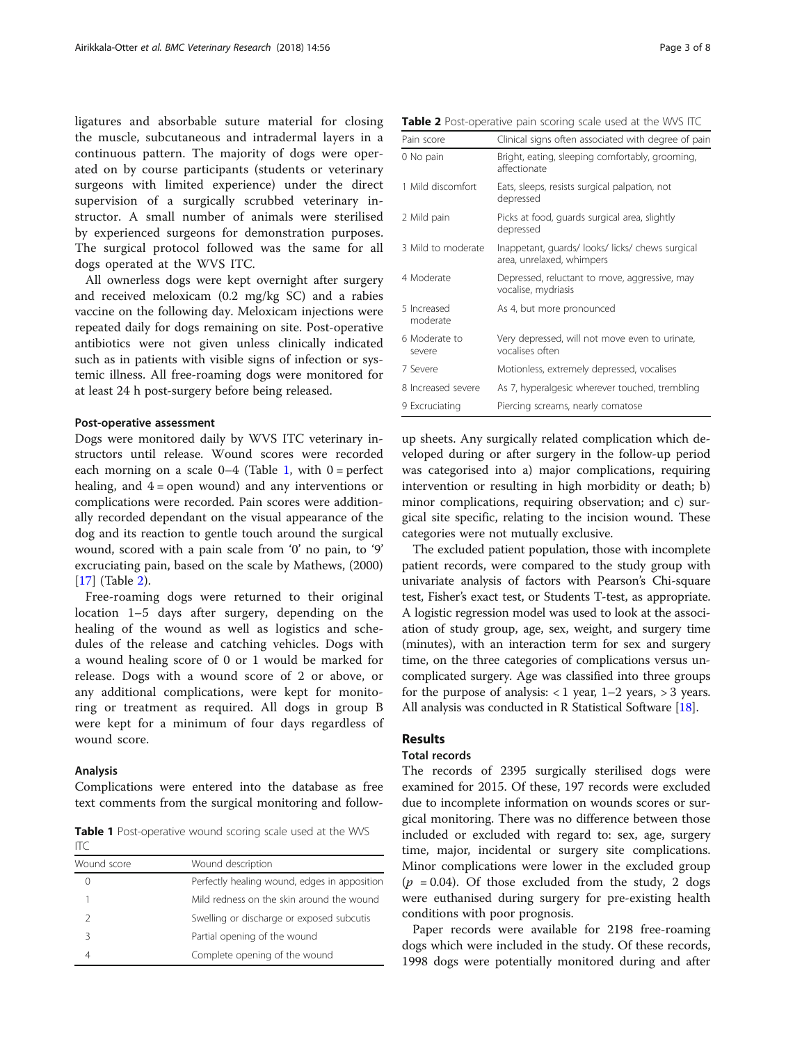ligatures and absorbable suture material for closing the muscle, subcutaneous and intradermal layers in a continuous pattern. The majority of dogs were operated on by course participants (students or veterinary surgeons with limited experience) under the direct supervision of a surgically scrubbed veterinary instructor. A small number of animals were sterilised by experienced surgeons for demonstration purposes. The surgical protocol followed was the same for all dogs operated at the WVS ITC.

All ownerless dogs were kept overnight after surgery and received meloxicam (0.2 mg/kg SC) and a rabies vaccine on the following day. Meloxicam injections were repeated daily for dogs remaining on site. Post-operative antibiotics were not given unless clinically indicated such as in patients with visible signs of infection or systemic illness. All free-roaming dogs were monitored for at least 24 h post-surgery before being released.

### Post-operative assessment

Dogs were monitored daily by WVS ITC veterinary instructors until release. Wound scores were recorded each morning on a scale 0–4 (Table 1, with 0 = perfect healing, and 4 = open wound) and any interventions or complications were recorded. Pain scores were additionally recorded dependant on the visual appearance of the dog and its reaction to gentle touch around the surgical wound, scored with a pain scale from '0' no pain, to '9' excruciating pain, based on the scale by Mathews, (2000) [17] (Table 2).

Free-roaming dogs were returned to their original location 1–5 days after surgery, depending on the healing of the wound as well as logistics and schedules of the release and catching vehicles. Dogs with a wound healing score of 0 or 1 would be marked for release. Dogs with a wound score of 2 or above, or any additional complications, were kept for monitoring or treatment as required. All dogs in group B were kept for a minimum of four days regardless of wound score.

### Analysis

Complications were entered into the database as free text comments from the surgical monitoring and follow-up sheets. Any surgically related complication which developed during or after surgery in the follow-up period was categorised into a) major complications, requiring intervention or resulting in high morbidity or death; b) minor complications, requiring observation; and c) surgical site specific, relating to the incision wound. These categories were not mutually exclusive.

**Table 1** Post-operative wound scoring scale used at the WVS ITC

| Wound score | Wound description |
|---|---|
| 0 | Perfectly healing wound, edges in apposition |
| 1 | Mild redness on the skin around the wound |
| 2 | Swelling or discharge or exposed subcutis |
| 3 | Partial opening of the wound |
| 4 | Complete opening of the wound |

**Table 2** Post-operative pain scoring scale used at the WVS ITC

| Pain score | Clinical signs often associated with degree of pain |
|---|---|
| 0 No pain | Bright, eating, sleeping comfortably, grooming, affectionate |
| 1 Mild discomfort | Eats, sleeps, resists surgical palpation, not depressed |
| 2 Mild pain | Picks at food, guards surgical area, slightly depressed |
| 3 Mild to moderate | Inappetant, guards/ looks/ licks/ chews surgical area, unrelaxed, whimpers |
| 4 Moderate | Depressed, reluctant to move, aggressive, may vocalise, mydriasis |
| 5 Increased moderate | As 4, but more pronounced |
| 6 Moderate to severe | Very depressed, will not move even to urinate, vocalises often |
| 7 Severe | Motionless, extremely depressed, vocalises |
| 8 Increased severe | As 7, hyperalgesic wherever touched, trembling |
| 9 Excruciating | Piercing screams, nearly comatose |

The excluded patient population, those with incomplete patient records, were compared to the study group with univariate analysis of factors with Pearson's Chi-square test, Fisher's exact test, or Students T-test, as appropriate. A logistic regression model was used to look at the association of study group, age, sex, weight, and surgery time (minutes), with an interaction term for sex and surgery time, on the three categories of complications versus uncomplicated surgery. Age was classified into three groups for the purpose of analysis: < 1 year, 1–2 years, > 3 years. All analysis was conducted in R Statistical Software [18].

## Results

### Total records

The records of 2395 surgically sterilised dogs were examined for 2015. Of these, 197 records were excluded due to incomplete information on wounds scores or surgical monitoring. There was no difference between those included or excluded with regard to: sex, age, surgery time, major, incidental or surgery site complications. Minor complications were lower in the excluded group ($p = 0.04$). Of those excluded from the study, 2 dogs were euthanised during surgery for pre-existing health conditions with poor prognosis.

Paper records were available for 2198 free-roaming dogs which were included in the study. Of these records, 1998 dogs were potentially monitored during and after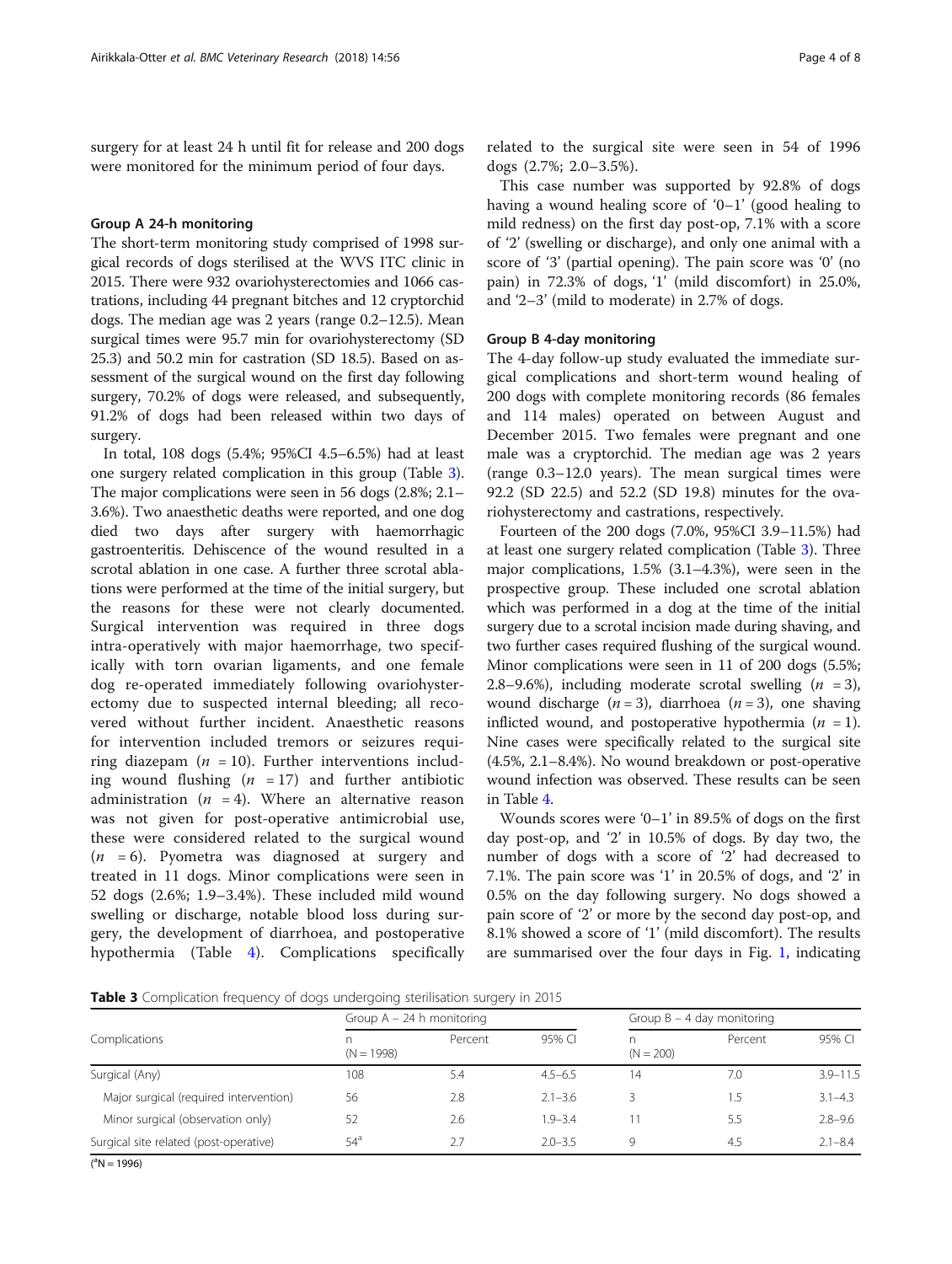surgery for at least 24 h until fit for release and 200 dogs were monitored for the minimum period of four days.

### Group A 24-h monitoring

The short-term monitoring study comprised of 1998 surgical records of dogs sterilised at the WVS ITC clinic in 2015. There were 932 ovariohysterectomies and 1066 castrations, including 44 pregnant bitches and 12 cryptorchid dogs. The median age was 2 years (range 0.2–12.5). Mean surgical times were 95.7 min for ovariohysterectomy (SD 25.3) and 50.2 min for castration (SD 18.5). Based on assessment of the surgical wound on the first day following surgery, 70.2% of dogs were released, and subsequently, 91.2% of dogs had been released within two days of surgery.

In total, 108 dogs (5.4%; 95%CI 4.5–6.5%) had at least one surgery related complication in this group (Table 3). The major complications were seen in 56 dogs (2.8%; 2.1–3.6%). Two anaesthetic deaths were reported, and one dog died two days after surgery with haemorrhagic gastroenteritis. Dehiscence of the wound resulted in a scrotal ablation in one case. A further three scrotal ablations were performed at the time of the initial surgery, but the reasons for these were not clearly documented. Surgical intervention was required in three dogs intra-operatively with major haemorrhage, two specifically with torn ovarian ligaments, and one female dog re-operated immediately following ovariohysterectomy due to suspected internal bleeding; all recovered without further incident. Anaesthetic reasons for intervention included tremors or seizures requiring diazepam ($n = 10$). Further interventions including wound flushing ($n = 17$) and further antibiotic administration ($n = 4$). Where an alternative reason was not given for post-operative antimicrobial use, these were considered related to the surgical wound ($n = 6$). Pyometra was diagnosed at surgery and treated in 11 dogs. Minor complications were seen in 52 dogs (2.6%; 1.9–3.4%). These included mild wound swelling or discharge, notable blood loss during surgery, the development of diarrhoea, and postoperative hypothermia (Table 4). Complications specifically related to the surgical site were seen in 54 of 1996 dogs (2.7%; 2.0–3.5%).

This case number was supported by 92.8% of dogs having a wound healing score of '0–1' (good healing to mild redness) on the first day post-op, 7.1% with a score of '2' (swelling or discharge), and only one animal with a score of '3' (partial opening). The pain score was '0' (no pain) in 72.3% of dogs, '1' (mild discomfort) in 25.0%, and '2–3' (mild to moderate) in 2.7% of dogs.

### Group B 4-day monitoring

The 4-day follow-up study evaluated the immediate surgical complications and short-term wound healing of 200 dogs with complete monitoring records (86 females and 114 males) operated on between August and December 2015. Two females were pregnant and one male was a cryptorchid. The median age was 2 years (range 0.3–12.0 years). The mean surgical times were 92.2 (SD 22.5) and 52.2 (SD 19.8) minutes for the ovariohysterectomy and castrations, respectively.

Fourteen of the 200 dogs (7.0%, 95%CI 3.9–11.5%) had at least one surgery related complication (Table 3). Three major complications, 1.5% (3.1–4.3%), were seen in the prospective group. These included one scrotal ablation which was performed in a dog at the time of the initial surgery due to a scrotal incision made during shaving, and two further cases required flushing of the surgical wound. Minor complications were seen in 11 of 200 dogs (5.5%; 2.8–9.6%), including moderate scrotal swelling ($n = 3$), wound discharge ($n = 3$), diarrhoea ($n = 3$), one shaving inflicted wound, and postoperative hypothermia ($n = 1$). Nine cases were specifically related to the surgical site (4.5%, 2.1–8.4%). No wound breakdown or post-operative wound infection was observed. These results can be seen in Table 4.

Wounds scores were '0–1' in 89.5% of dogs on the first day post-op, and '2' in 10.5% of dogs. By day two, the number of dogs with a score of '2' had decreased to 7.1%. The pain score was '1' in 20.5% of dogs, and '2' in 0.5% on the day following surgery. No dogs showed a pain score of '2' or more by the second day post-op, and 8.1% showed a score of '1' (mild discomfort). The results are summarised over the four days in Fig. 1, indicating

**Table 3** Complication frequency of dogs undergoing sterilisation surgery in 2015

| Complications | Group A – 24 h monitoring | | | Group B – 4 day monitoring | | |
|---|---|---|---|---|---|---|
| | n (N = 1998) | Percent | 95% CI | n (N = 200) | Percent | 95% CI |
| Surgical (Any) | 108 | 5.4 | 4.5–6.5 | 14 | 7.0 | 3.9–11.5 |
| Major surgical (required intervention) | 56 | 2.8 | 2.1–3.6 | 3 | 1.5 | 3.1–4.3 |
| Minor surgical (observation only) | 52 | 2.6 | 1.9–3.4 | 11 | 5.5 | 2.8–9.6 |
| Surgical site related (post-operative) | 54[a] | 2.7 | 2.0–3.5 | 9 | 4.5 | 2.1–8.4 |

([a]N = 1996)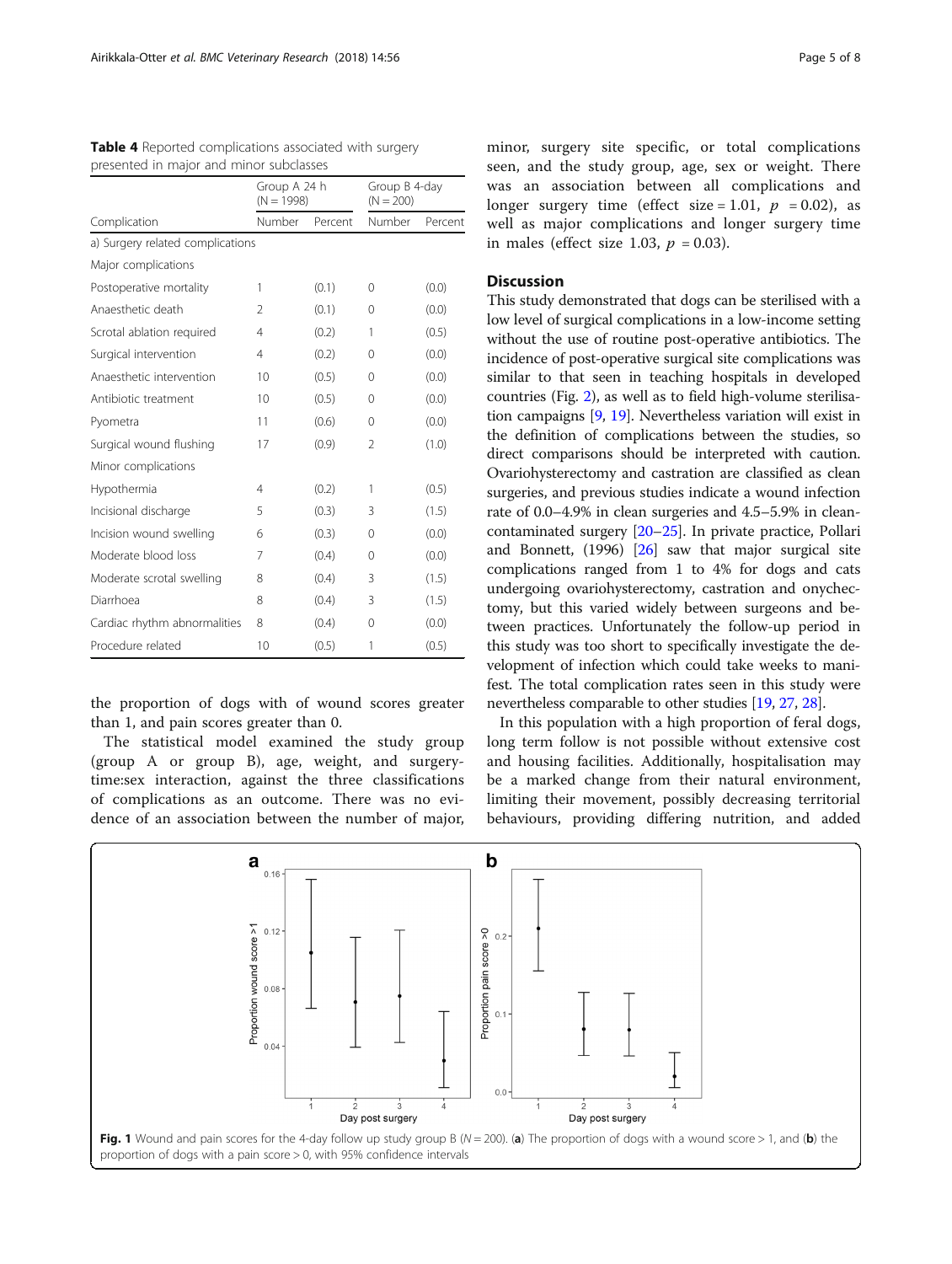**Table 4** Reported complications associated with surgery presented in major and minor subclasses

| Complication | Group A 24 h (N = 1998) | | Group B 4-day (N = 200) | |
|---|---|---|---|---|
| | Number | Percent | Number | Percent |
| a) Surgery related complications | | | | |
| Major complications | | | | |
| Postoperative mortality | 1 | (0.1) | 0 | (0.0) |
| Anaesthetic death | 2 | (0.1) | 0 | (0.0) |
| Scrotal ablation required | 4 | (0.2) | 1 | (0.5) |
| Surgical intervention | 4 | (0.2) | 0 | (0.0) |
| Anaesthetic intervention | 10 | (0.5) | 0 | (0.0) |
| Antibiotic treatment | 10 | (0.5) | 0 | (0.0) |
| Pyometra | 11 | (0.6) | 0 | (0.0) |
| Surgical wound flushing | 17 | (0.9) | 2 | (1.0) |
| Minor complications | | | | |
| Hypothermia | 4 | (0.2) | 1 | (0.5) |
| Incisional discharge | 5 | (0.3) | 3 | (1.5) |
| Incision wound swelling | 6 | (0.3) | 0 | (0.0) |
| Moderate blood loss | 7 | (0.4) | 0 | (0.0) |
| Moderate scrotal swelling | 8 | (0.4) | 3 | (1.5) |
| Diarrhoea | 8 | (0.4) | 3 | (1.5) |
| Cardiac rhythm abnormalities | 8 | (0.4) | 0 | (0.0) |
| Procedure related | 10 | (0.5) | 1 | (0.5) |

the proportion of dogs with of wound scores greater than 1, and pain scores greater than 0.

The statistical model examined the study group (group A or group B), age, weight, and surgery-time:sex interaction, against the three classifications of complications as an outcome. There was no evidence of an association between the number of major, minor, surgery site specific, or total complications seen, and the study group, age, sex or weight. There was an association between all complications and longer surgery time (effect size = 1.01, $p = 0.02$), as well as major complications and longer surgery time in males (effect size 1.03, $p = 0.03$).

## Discussion

This study demonstrated that dogs can be sterilised with a low level of surgical complications in a low-income setting without the use of routine post-operative antibiotics. The incidence of post-operative surgical site complications was similar to that seen in teaching hospitals in developed countries (Fig. 2), as well as to field high-volume sterilisation campaigns [9, 19]. Nevertheless variation will exist in the definition of complications between the studies, so direct comparisons should be interpreted with caution. Ovariohysterectomy and castration are classified as clean surgeries, and previous studies indicate a wound infection rate of 0.0–4.9% in clean surgeries and 4.5–5.9% in clean-contaminated surgery [20–25]. In private practice, Pollari and Bonnett, (1996) [26] saw that major surgical site complications ranged from 1 to 4% for dogs and cats undergoing ovariohysterectomy, castration and onychectomy, but this varied widely between surgeons and between practices. Unfortunately the follow-up period in this study was too short to specifically investigate the development of infection which could take weeks to manifest. The total complication rates seen in this study were nevertheless comparable to other studies [19, 27, 28].

In this population with a high proportion of feral dogs, long term follow is not possible without extensive cost and housing facilities. Additionally, hospitalisation may be a marked change from their natural environment, limiting their movement, possibly decreasing territorial behaviours, providing differing nutrition, and added

**Fig. 1** Wound and pain scores for the 4-day follow up study group B ($N = 200$). (**a**) The proportion of dogs with a wound score > 1, and (**b**) the proportion of dogs with a pain score > 0, with 95% confidence intervals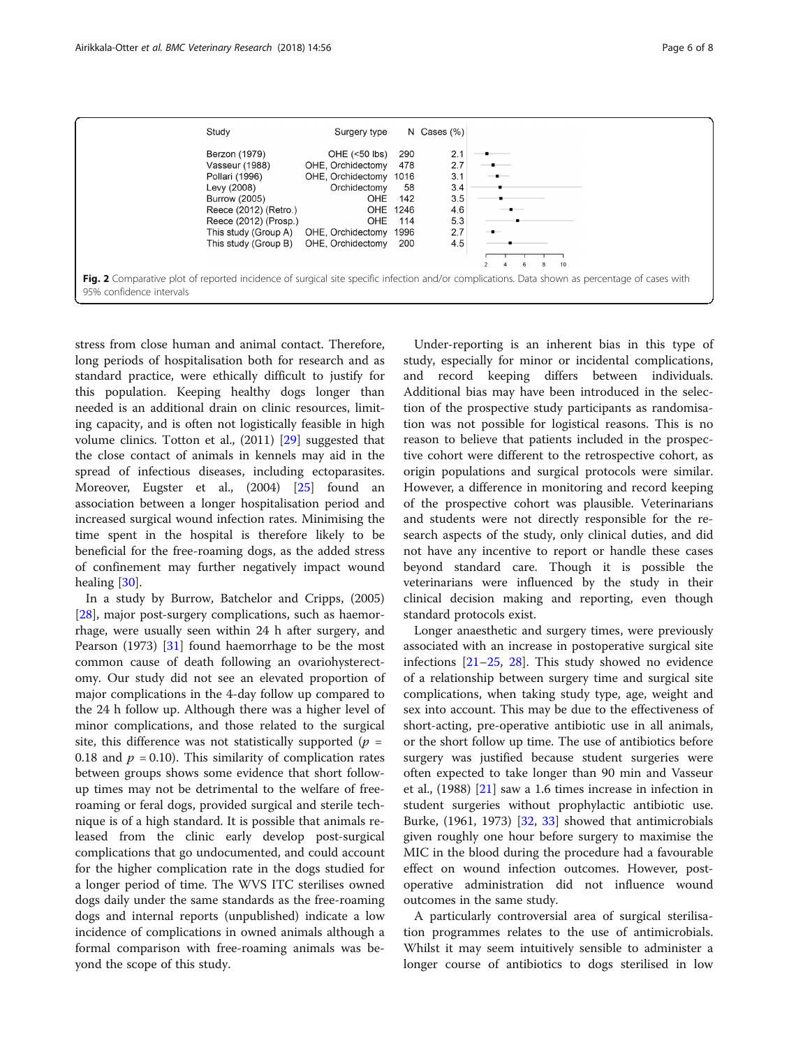Study Surgery type N Cases (%)

Berzon (1979) OHE (<50 lbs) 290 2.1

Vasseur (1988) OHE, Orchidectomy 478 2.7

Pollari (1996) OHE, Orchidectomy 1016 3.1

Levy (2008) Orchidectomy 58 3.4

Burrow (2005) OHE 142 3.5

Reece (2012) (Retro.) OHE 1246 4.6

Reece (2012) (Prosp.) OHE 114 5.3

This study (Group A) OHE, Orchidectomy 1996 2.7

This study (Group B) OHE, Orchidectomy 200 4.5

2 4 6 8 10

**Fig. 2** Comparative plot of reported incidence of surgical site specific infection and/or complications. Data shown as percentage of cases with 95% confidence intervals

stress from close human and animal contact. Therefore, long periods of hospitalisation both for research and as standard practice, were ethically difficult to justify for this population. Keeping healthy dogs longer than needed is an additional drain on clinic resources, limiting capacity, and is often not logistically feasible in high volume clinics. Totton et al., (2011) [29] suggested that the close contact of animals in kennels may aid in the spread of infectious diseases, including ectoparasites. Moreover, Eugster et al., (2004) [25] found an association between a longer hospitalisation period and increased surgical wound infection rates. Minimising the time spent in the hospital is therefore likely to be beneficial for the free-roaming dogs, as the added stress of confinement may further negatively impact wound healing [30].

In a study by Burrow, Batchelor and Cripps, (2005) [28], major post-surgery complications, such as haemorrhage, were usually seen within 24 h after surgery, and Pearson (1973) [31] found haemorrhage to be the most common cause of death following an ovariohysterectomy. Our study did not see an elevated proportion of major complications in the 4-day follow up compared to the 24 h follow up. Although there was a higher level of minor complications, and those related to the surgical site, this difference was not statistically supported ($p = 0.18$ and $p = 0.10$). This similarity of complication rates between groups shows some evidence that short follow-up times may not be detrimental to the welfare of free-roaming or feral dogs, provided surgical and sterile technique is of a high standard. It is possible that animals released from the clinic early develop post-surgical complications that go undocumented, and could account for the higher complication rate in the dogs studied for a longer period of time. The WVS ITC sterilises owned dogs daily under the same standards as the free-roaming dogs and internal reports (unpublished) indicate a low incidence of complications in owned animals although a formal comparison with free-roaming animals was beyond the scope of this study.

Under-reporting is an inherent bias in this type of study, especially for minor or incidental complications, and record keeping differs between individuals. Additional bias may have been introduced in the selection of the prospective study participants as randomisation was not possible for logistical reasons. This is no reason to believe that patients included in the prospective cohort were different to the retrospective cohort, as origin populations and surgical protocols were similar. However, a difference in monitoring and record keeping of the prospective cohort was plausible. Veterinarians and students were not directly responsible for the research aspects of the study, only clinical duties, and did not have any incentive to report or handle these cases beyond standard care. Though it is possible the veterinarians were influenced by the study in their clinical decision making and reporting, even though standard protocols exist.

Longer anaesthetic and surgery times, were previously associated with an increase in postoperative surgical site infections [21–25, 28]. This study showed no evidence of a relationship between surgery time and surgical site complications, when taking study type, age, weight and sex into account. This may be due to the effectiveness of short-acting, pre-operative antibiotic use in all animals, or the short follow up time. The use of antibiotics before surgery was justified because student surgeries were often expected to take longer than 90 min and Vasseur et al., (1988) [21] saw a 1.6 times increase in infection in student surgeries without prophylactic antibiotic use. Burke, (1961, 1973) [32, 33] showed that antimicrobials given roughly one hour before surgery to maximise the MIC in the blood during the procedure had a favourable effect on wound infection outcomes. However, post-operative administration did not influence wound outcomes in the same study.

A particularly controversial area of surgical sterilisation programmes relates to the use of antimicrobials. Whilst it may seem intuitively sensible to administer a longer course of antibiotics to dogs sterilised in low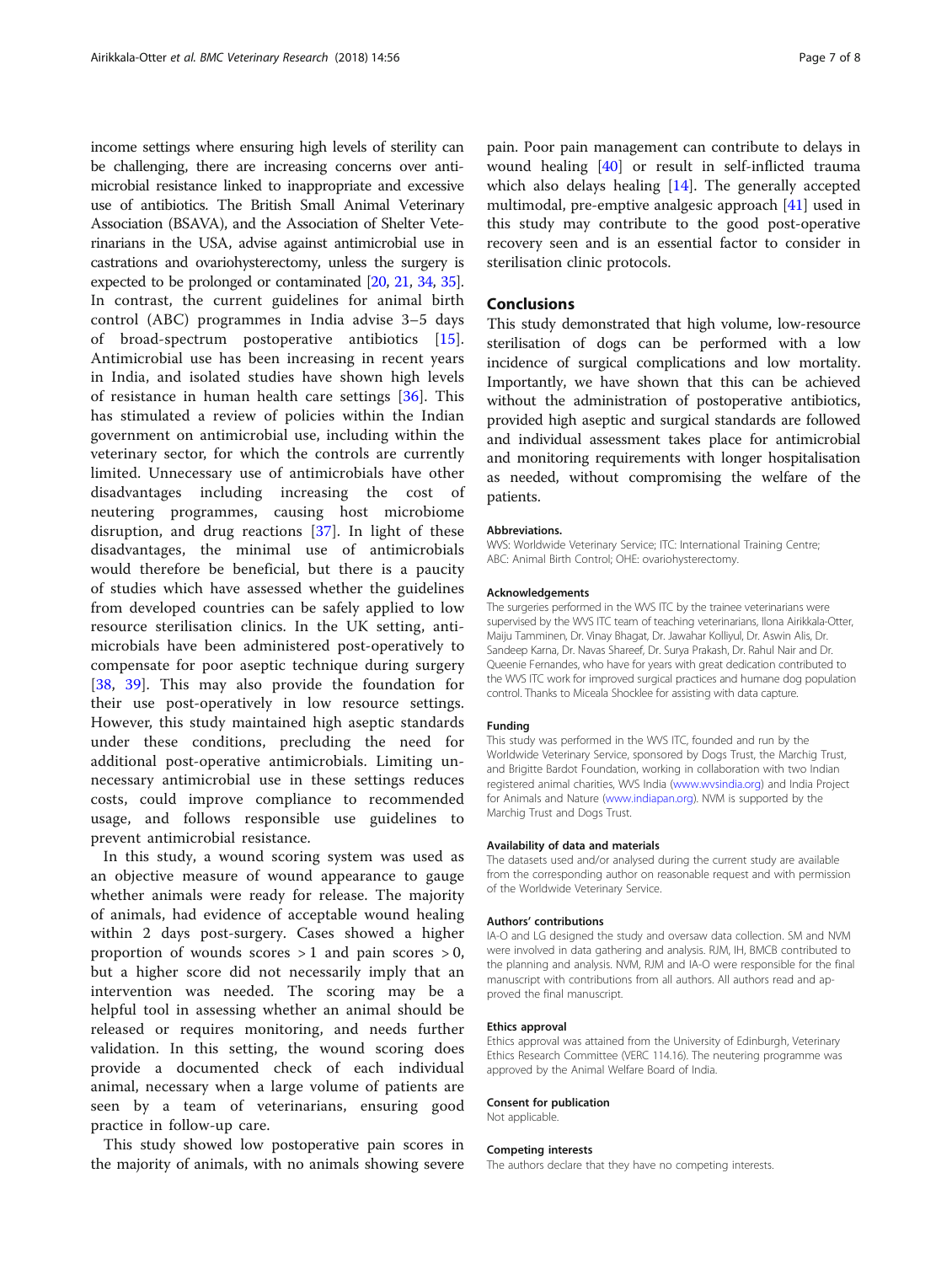income settings where ensuring high levels of sterility can be challenging, there are increasing concerns over antimicrobial resistance linked to inappropriate and excessive use of antibiotics. The British Small Animal Veterinary Association (BSAVA), and the Association of Shelter Veterinarians in the USA, advise against antimicrobial use in castrations and ovariohysterectomy, unless the surgery is expected to be prolonged or contaminated [20, 21, 34, 35]. In contrast, the current guidelines for animal birth control (ABC) programmes in India advise 3–5 days of broad-spectrum postoperative antibiotics [15]. Antimicrobial use has been increasing in recent years in India, and isolated studies have shown high levels of resistance in human health care settings [36]. This has stimulated a review of policies within the Indian government on antimicrobial use, including within the veterinary sector, for which the controls are currently limited. Unnecessary use of antimicrobials have other disadvantages including increasing the cost of neutering programmes, causing host microbiome disruption, and drug reactions [37]. In light of these disadvantages, the minimal use of antimicrobials would therefore be beneficial, but there is a paucity of studies which have assessed whether the guidelines from developed countries can be safely applied to low resource sterilisation clinics. In the UK setting, antimicrobials have been administered post-operatively to compensate for poor aseptic technique during surgery [38, 39]. This may also provide the foundation for their use post-operatively in low resource settings. However, this study maintained high aseptic standards under these conditions, precluding the need for additional post-operative antimicrobials. Limiting unnecessary antimicrobial use in these settings reduces costs, could improve compliance to recommended usage, and follows responsible use guidelines to prevent antimicrobial resistance.

In this study, a wound scoring system was used as an objective measure of wound appearance to gauge whether animals were ready for release. The majority of animals, had evidence of acceptable wound healing within 2 days post-surgery. Cases showed a higher proportion of wounds scores > 1 and pain scores > 0, but a higher score did not necessarily imply that an intervention was needed. The scoring may be a helpful tool in assessing whether an animal should be released or requires monitoring, and needs further validation. In this setting, the wound scoring does provide a documented check of each individual animal, necessary when a large volume of patients are seen by a team of veterinarians, ensuring good practice in follow-up care.

This study showed low postoperative pain scores in the majority of animals, with no animals showing severe pain. Poor pain management can contribute to delays in wound healing [40] or result in self-inflicted trauma which also delays healing [14]. The generally accepted multimodal, pre-emptive analgesic approach [41] used in this study may contribute to the good post-operative recovery seen and is an essential factor to consider in sterilisation clinic protocols.

## Conclusions

This study demonstrated that high volume, low-resource sterilisation of dogs can be performed with a low incidence of surgical complications and low mortality. Importantly, we have shown that this can be achieved without the administration of postoperative antibiotics, provided high aseptic and surgical standards are followed and individual assessment takes place for antimicrobial and monitoring requirements with longer hospitalisation as needed, without compromising the welfare of the patients.

#### Abbreviations.

WVS: Worldwide Veterinary Service; ITC: International Training Centre; ABC: Animal Birth Control; OHE: ovariohysterectomy.

#### Acknowledgements

The surgeries performed in the WVS ITC by the trainee veterinarians were supervised by the WVS ITC team of teaching veterinarians, Ilona Airikkala-Otter, Maiju Tamminen, Dr. Vinay Bhagat, Dr. Jawahar Kolliyul, Dr. Aswin Alis, Dr. Sandeep Karna, Dr. Navas Shareef, Dr. Surya Prakash, Dr. Rahul Nair and Dr. Queenie Fernandes, who have for years with great dedication contributed to the WVS ITC work for improved surgical practices and humane dog population control. Thanks to Miceala Shocklee for assisting with data capture.

#### Funding

This study was performed in the WVS ITC, founded and run by the Worldwide Veterinary Service, sponsored by Dogs Trust, the Marchig Trust, and Brigitte Bardot Foundation, working in collaboration with two Indian registered animal charities, WVS India (www.wvsindia.org) and India Project for Animals and Nature (www.indiapan.org). NVM is supported by the Marchig Trust and Dogs Trust.

#### Availability of data and materials

The datasets used and/or analysed during the current study are available from the corresponding author on reasonable request and with permission of the Worldwide Veterinary Service.

#### Authors' contributions

IA-O and LG designed the study and oversaw data collection. SM and NVM were involved in data gathering and analysis. RJM, IH, BMCB contributed to the planning and analysis. NVM, RJM and IA-O were responsible for the final manuscript with contributions from all authors. All authors read and approved the final manuscript.

#### Ethics approval

Ethics approval was attained from the University of Edinburgh, Veterinary Ethics Research Committee (VERC 114.16). The neutering programme was approved by the Animal Welfare Board of India.

#### Consent for publication

Not applicable.

#### Competing interests

The authors declare that they have no competing interests.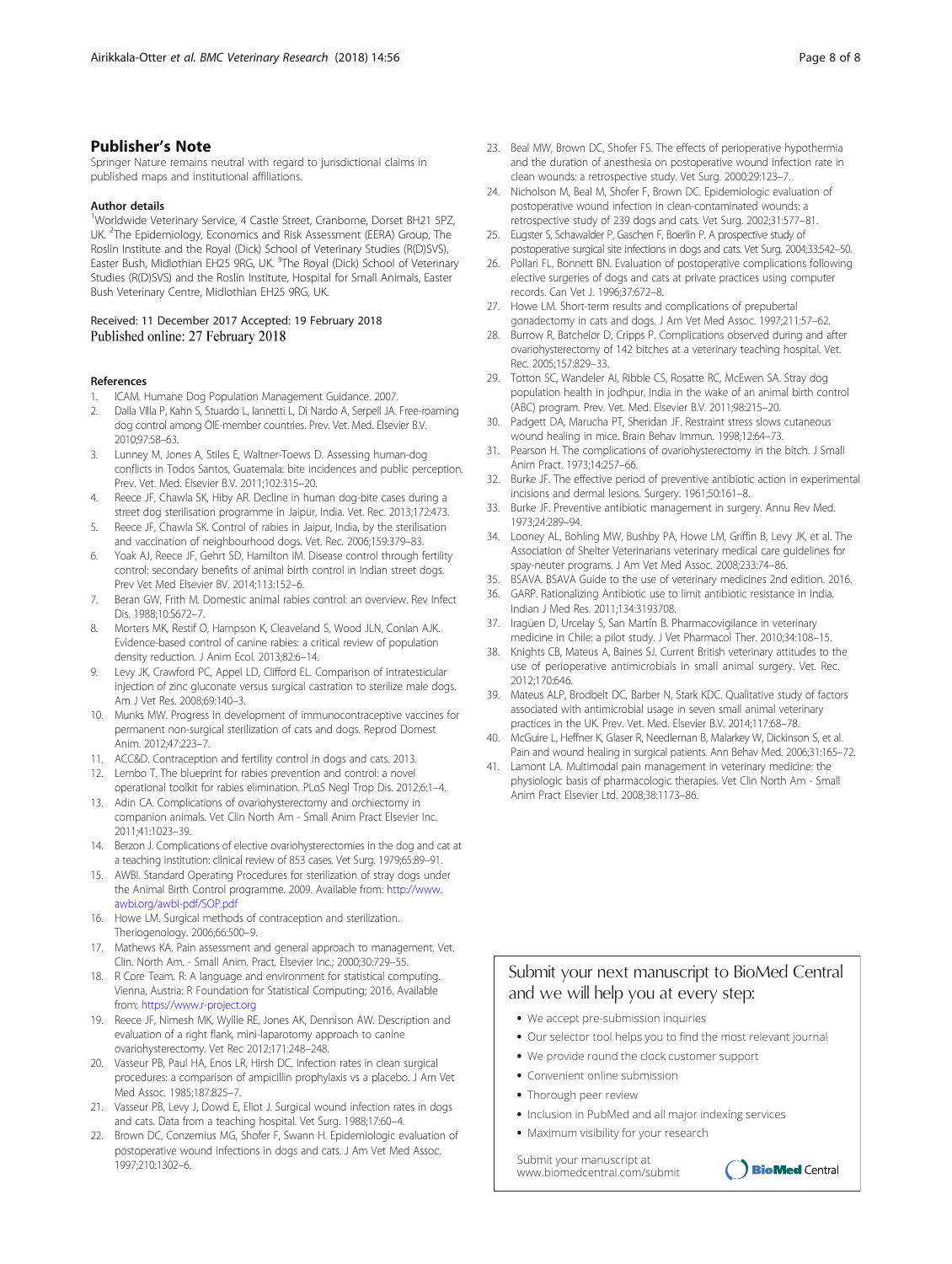## Publisher's Note

Springer Nature remains neutral with regard to jurisdictional claims in published maps and institutional affiliations.

### Author details

[1]Worldwide Veterinary Service, 4 Castle Street, Cranborne, Dorset BH21 5PZ, UK. [2]The Epidemiology, Economics and Risk Assessment (EERA) Group, The Roslin Institute and the Royal (Dick) School of Veterinary Studies (R(D)SVS), Easter Bush, Midlothian EH25 9RG, UK. [3]The Royal (Dick) School of Veterinary Studies (R(D)SVS) and the Roslin Institute, Hospital for Small Animals, Easter Bush Veterinary Centre, Midlothian EH25 9RG, UK.

Received: 11 December 2017 Accepted: 19 February 2018
Published online: 27 February 2018

### References

1. ICAM. Humane Dog Population Management Guidance. 2007.
2. Dalla Villa P, Kahn S, Stuardo L, Iannetti L, Di Nardo A, Serpell JA. Free-roaming dog control among OIE-member countries. Prev. Vet. Med. Elsevier B.V. 2010;97:58–63.
3. Lunney M, Jones A, Stiles E, Waltner-Toews D. Assessing human-dog conflicts in Todos Santos, Guatemala: bite incidences and public perception. Prev. Vet. Med. Elsevier B.V. 2011;102:315–20.
4. Reece JF, Chawla SK, Hiby AR. Decline in human dog-bite cases during a street dog sterilisation programme in Jaipur, India. Vet. Rec. 2013;172:473.
5. Reece JF, Chawla SK. Control of rabies in Jaipur, India, by the sterilisation and vaccination of neighbourhood dogs. Vet. Rec. 2006;159:379–83.
6. Yoak AJ, Reece JF, Gehrt SD, Hamilton IM. Disease control through fertility control: secondary benefits of animal birth control in Indian street dogs. Prev Vet Med Elsevier BV. 2014;113:152–6.
7. Beran GW, Frith M. Domestic animal rabies control: an overview. Rev Infect Dis. 1988;10:S672–7.
8. Morters MK, Restif O, Hampson K, Cleaveland S, Wood JLN, Conlan AJK. Evidence-based control of canine rabies: a critical review of population density reduction. J Anim Ecol. 2013;82:6–14.
9. Levy JK, Crawford PC, Appel LD, Clifford EL. Comparison of intratesticular injection of zinc gluconate versus surgical castration to sterilize male dogs. Am J Vet Res. 2008;69:140–3.
10. Munks MW. Progress in development of immunocontraceptive vaccines for permanent non-surgical sterilization of cats and dogs. Reprod Domest Anim. 2012;47:223–7.
11. ACC&D. Contraception and fertility control in dogs and cats. 2013.
12. Lembo T. The blueprint for rabies prevention and control: a novel operational toolkit for rabies elimination. PLoS Negl Trop Dis. 2012;6:1–4.
13. Adin CA. Complications of ovariohysterectomy and orchiectomy in companion animals. Vet Clin North Am - Small Anim Pract Elsevier Inc. 2011;41:1023–39.
14. Berzon J. Complications of elective ovariohysterectomies in the dog and cat at a teaching institution: clinical review of 853 cases. Vet Surg. 1979;65:89–91.
15. AWBI. Standard Operating Procedures for sterilization of stray dogs under the Animal Birth Control programme. 2009. Available from: http://www.awbi.org/awbi-pdf/SOP.pdf
16. Howe LM. Surgical methods of contraception and sterilization. Theriogenology. 2006;66:500–9.
17. Mathews KA. Pain assessment and general approach to management. Vet. Clin. North Am. - Small Anim. Pract. Elsevier Inc.; 2000;30:729–55.
18. R Core Team. R: A language and environment for statistical computing. Vienna, Austria: R Foundation for Statistical Computing; 2016. Available from: https://www.r-project.org
19. Reece JF, Nimesh MK, Wyllie RE, Jones AK, Dennison AW. Description and evaluation of a right flank, mini-laparotomy approach to canine ovariohysterectomy. Vet Rec 2012;171:248–248.
20. Vasseur PB, Paul HA, Enos LR, Hirsh DC. Infection rates in clean surgical procedures: a comparison of ampicillin prophylaxis vs a placebo. J Am Vet Med Assoc. 1985;187:825–7.
21. Vasseur PB, Levy J, Dowd E, Eliot J. Surgical wound infection rates in dogs and cats. Data from a teaching hospital. Vet Surg. 1988;17:60–4.
22. Brown DC, Conzemius MG, Shofer F, Swann H. Epidemiologic evaluation of postoperative wound infections in dogs and cats. J Am Vet Med Assoc. 1997;210:1302–6.
23. Beal MW, Brown DC, Shofer FS. The effects of perioperative hypothermia and the duration of anesthesia on postoperative wound infection rate in clean wounds: a retrospective study. Vet Surg. 2000;29:123–7.
24. Nicholson M, Beal M, Shofer F, Brown DC. Epidemiologic evaluation of postoperative wound infection in clean-contaminated wounds: a retrospective study of 239 dogs and cats. Vet Surg. 2002;31:577–81.
25. Eugster S, Schawalder P, Gaschen F, Boerlin P. A prospective study of postoperative surgical site infections in dogs and cats. Vet Surg. 2004;33:542–50.
26. Pollari FL, Bonnett BN. Evaluation of postoperative complications following elective surgeries of dogs and cats at private practices using computer records. Can Vet J. 1996;37:672–8.
27. Howe LM. Short-term results and complications of prepubertal gonadectomy in cats and dogs. J Am Vet Med Assoc. 1997;211:57–62.
28. Burrow R, Batchelor D, Cripps P. Complications observed during and after ovariohysterectomy of 142 bitches at a veterinary teaching hospital. Vet. Rec. 2005;157:829–33.
29. Totton SC, Wandeler AI, Ribble CS, Rosatte RC, McEwen SA. Stray dog population health in jodhpur, India in the wake of an animal birth control (ABC) program. Prev. Vet. Med. Elsevier B.V. 2011;98:215–20.
30. Padgett DA, Marucha PT, Sheridan JF. Restraint stress slows cutaneous wound healing in mice. Brain Behav Immun. 1998;12:64–73.
31. Pearson H. The complications of ovariohysterectomy in the bitch. J Small Anim Pract. 1973;14:257–66.
32. Burke JF. The effective period of preventive antibiotic action in experimental incisions and dermal lesions. Surgery. 1961;50:161–8.
33. Burke JF. Preventive antibiotic management in surgery. Annu Rev Med. 1973;24:289–94.
34. Looney AL, Bohling MW, Bushby PA, Howe LM, Griffin B, Levy JK, et al. The Association of Shelter Veterinarians veterinary medical care guidelines for spay-neuter programs. J Am Vet Med Assoc. 2008;233:74–86.
35. BSAVA. BSAVA Guide to the use of veterinary medicines 2nd edition. 2016.
36. GARP. Rationalizing Antibiotic use to limit antibiotic resistance in India. Indian J Med Res. 2011;134:3193708.
37. Iragüen D, Urcelay S, San Martín B. Pharmacovigilance in veterinary medicine in Chile: a pilot study. J Vet Pharmacol Ther. 2010;34:108–15.
38. Knights CB, Mateus A, Baines SJ. Current British veterinary attitudes to the use of perioperative antimicrobials in small animal surgery. Vet. Rec. 2012;170:646.
39. Mateus ALP, Brodbelt DC, Barber N, Stark KDC. Qualitative study of factors associated with antimicrobial usage in seven small animal veterinary practices in the UK. Prev. Vet. Med. Elsevier B.V. 2014;117:68–78.
40. McGuire L, Heffner K, Glaser R, Needleman B, Malarkey W, Dickinson S, et al. Pain and wound healing in surgical patients. Ann Behav Med. 2006;31:165–72.
41. Lamont LA. Multimodal pain management in veterinary medicine: the physiologic basis of pharmacologic therapies. Vet Clin North Am - Small Anim Pract Elsevier Ltd. 2008;38:1173–86.

Submit your next manuscript to BioMed Central and we will help you at every step:

- We accept pre-submission inquiries
- Our selector tool helps you to find the most relevant journal
- We provide round the clock customer support
- Convenient online submission
- Thorough peer review
- Inclusion in PubMed and all major indexing services
- Maximum visibility for your research

Submit your manuscript at
www.biomedcentral.com/submit

BioMed Central